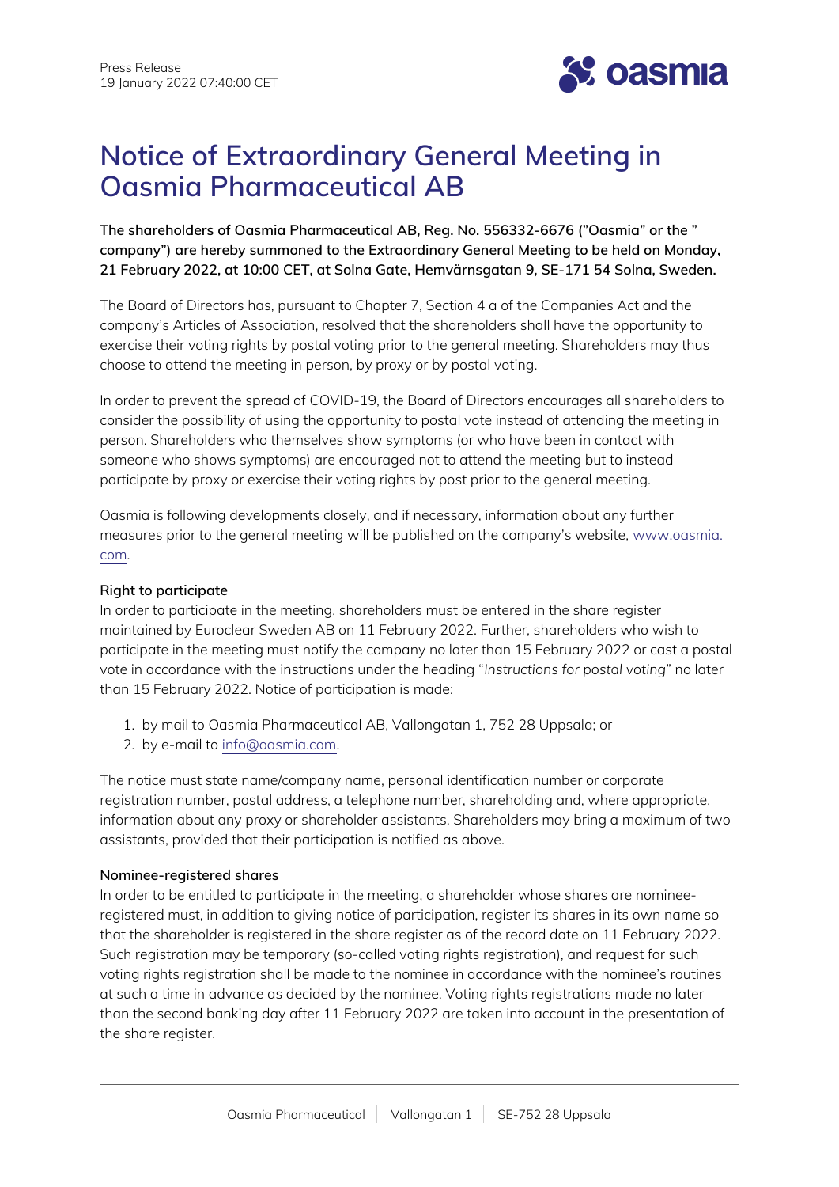Press Release
19 January 2022 07:40:00 CET

# Notice of Extraordinary General Meeting in Oasmia Pharmaceutical AB

**The shareholders of Oasmia Pharmaceutical AB, Reg. No. 556332-6676 ("Oasmia" or the " company") are hereby summoned to the Extraordinary General Meeting to be held on Monday, 21 February 2022, at 10:00 CET, at Solna Gate, Hemvärnsgatan 9, SE-171 54 Solna, Sweden.**

The Board of Directors has, pursuant to Chapter 7, Section 4 a of the Companies Act and the company's Articles of Association, resolved that the shareholders shall have the opportunity to exercise their voting rights by postal voting prior to the general meeting. Shareholders may thus choose to attend the meeting in person, by proxy or by postal voting.

In order to prevent the spread of COVID-19, the Board of Directors encourages all shareholders to consider the possibility of using the opportunity to postal vote instead of attending the meeting in person. Shareholders who themselves show symptoms (or who have been in contact with someone who shows symptoms) are encouraged not to attend the meeting but to instead participate by proxy or exercise their voting rights by post prior to the general meeting.

Oasmia is following developments closely, and if necessary, information about any further measures prior to the general meeting will be published on the company's website, www.oasmia.com.

**Right to participate**

In order to participate in the meeting, shareholders must be entered in the share register maintained by Euroclear Sweden AB on 11 February 2022. Further, shareholders who wish to participate in the meeting must notify the company no later than 15 February 2022 or cast a postal vote in accordance with the instructions under the heading "*Instructions for postal voting*" no later than 15 February 2022. Notice of participation is made:

1. by mail to Oasmia Pharmaceutical AB, Vallongatan 1, 752 28 Uppsala; or
2. by e-mail to info@oasmia.com.

The notice must state name/company name, personal identification number or corporate registration number, postal address, a telephone number, shareholding and, where appropriate, information about any proxy or shareholder assistants. Shareholders may bring a maximum of two assistants, provided that their participation is notified as above.

**Nominee-registered shares**

In order to be entitled to participate in the meeting, a shareholder whose shares are nominee-registered must, in addition to giving notice of participation, register its shares in its own name so that the shareholder is registered in the share register as of the record date on 11 February 2022. Such registration may be temporary (so-called voting rights registration), and request for such voting rights registration shall be made to the nominee in accordance with the nominee's routines at such a time in advance as decided by the nominee. Voting rights registrations made no later than the second banking day after 11 February 2022 are taken into account in the presentation of the share register.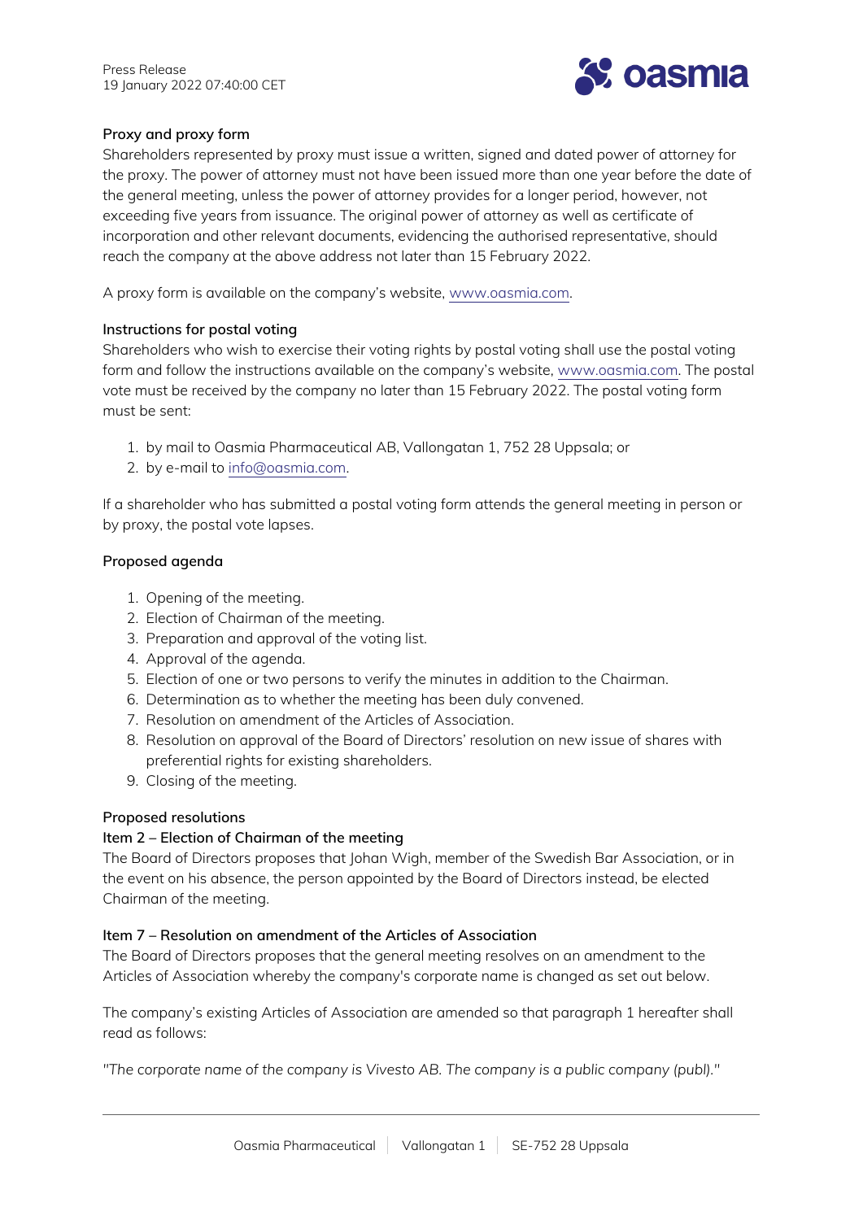#### Proxy and proxy form

Shareholders represented by proxy must issue a written, signed and dated power of attorney for the proxy. The power of attorney must not have been issued more than one year before the date of the general meeting, unless the power of attorney provides for a longer period, however, not exceeding five years from issuance. The original power of attorney as well as certificate of incorporation and other relevant documents, evidencing the authorised representative, should reach the company at the above address not later than 15 February 2022.

A proxy form is available on the company's website, www.oasmia.com.

#### Instructions for postal voting

Shareholders who wish to exercise their voting rights by postal voting shall use the postal voting form and follow the instructions available on the company's website, www.oasmia.com. The postal vote must be received by the company no later than 15 February 2022. The postal voting form must be sent:

1. by mail to Oasmia Pharmaceutical AB, Vallongatan 1, 752 28 Uppsala; or
2. by e-mail to info@oasmia.com.

If a shareholder who has submitted a postal voting form attends the general meeting in person or by proxy, the postal vote lapses.

#### Proposed agenda

1. Opening of the meeting.
2. Election of Chairman of the meeting.
3. Preparation and approval of the voting list.
4. Approval of the agenda.
5. Election of one or two persons to verify the minutes in addition to the Chairman.
6. Determination as to whether the meeting has been duly convened.
7. Resolution on amendment of the Articles of Association.
8. Resolution on approval of the Board of Directors' resolution on new issue of shares with preferential rights for existing shareholders.
9. Closing of the meeting.

#### Proposed resolutions

#### Item 2 – Election of Chairman of the meeting

The Board of Directors proposes that Johan Wigh, member of the Swedish Bar Association, or in the event on his absence, the person appointed by the Board of Directors instead, be elected Chairman of the meeting.

#### Item 7 – Resolution on amendment of the Articles of Association

The Board of Directors proposes that the general meeting resolves on an amendment to the Articles of Association whereby the company's corporate name is changed as set out below.

The company's existing Articles of Association are amended so that paragraph 1 hereafter shall read as follows:

*"The corporate name of the company is Vivesto AB. The company is a public company (publ)."*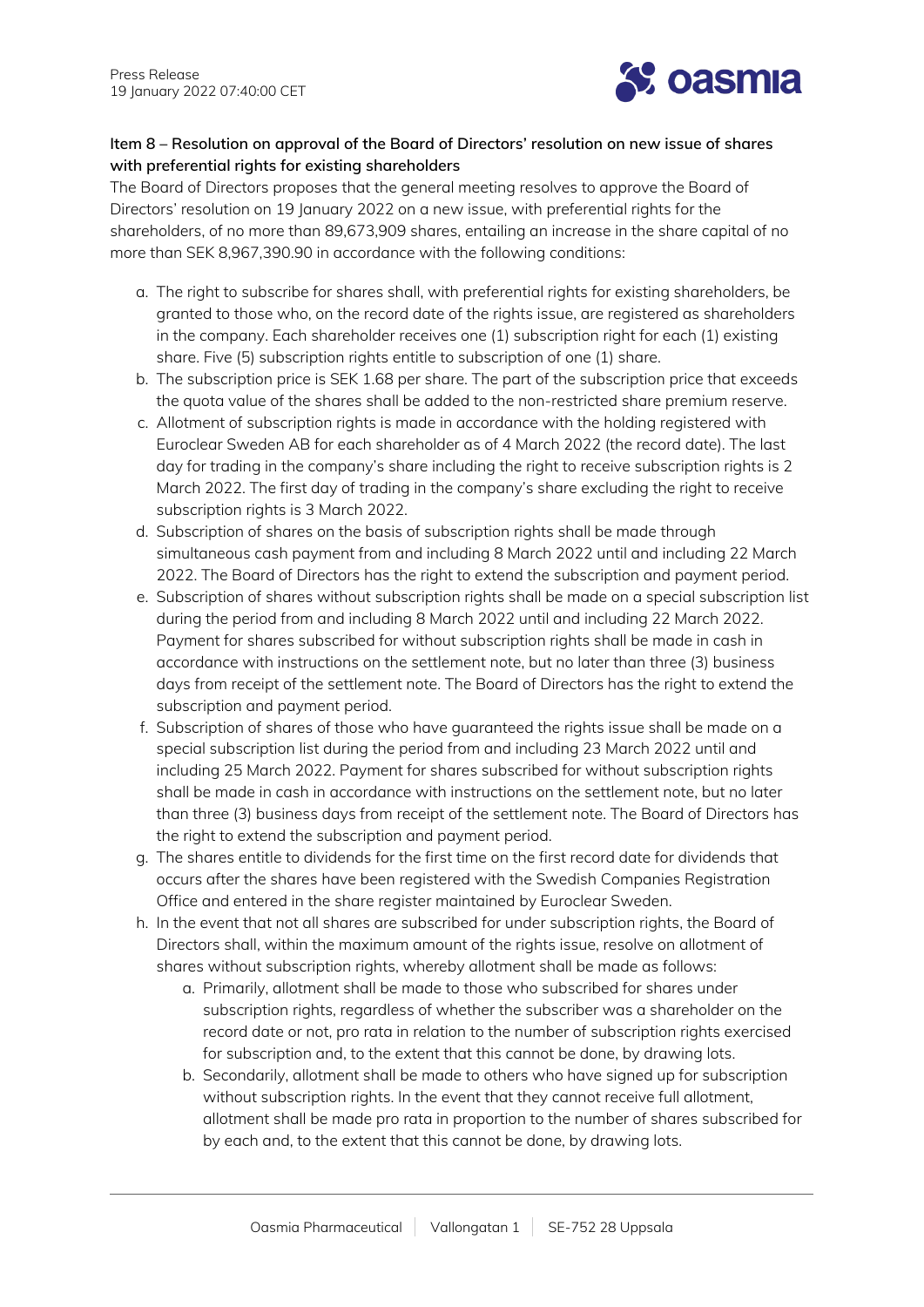**Item 8 – Resolution on approval of the Board of Directors' resolution on new issue of shares with preferential rights for existing shareholders**

The Board of Directors proposes that the general meeting resolves to approve the Board of Directors' resolution on 19 January 2022 on a new issue, with preferential rights for the shareholders, of no more than 89,673,909 shares, entailing an increase in the share capital of no more than SEK 8,967,390.90 in accordance with the following conditions:

a. The right to subscribe for shares shall, with preferential rights for existing shareholders, be granted to those who, on the record date of the rights issue, are registered as shareholders in the company. Each shareholder receives one (1) subscription right for each (1) existing share. Five (5) subscription rights entitle to subscription of one (1) share.
b. The subscription price is SEK 1.68 per share. The part of the subscription price that exceeds the quota value of the shares shall be added to the non-restricted share premium reserve.
c. Allotment of subscription rights is made in accordance with the holding registered with Euroclear Sweden AB for each shareholder as of 4 March 2022 (the record date). The last day for trading in the company's share including the right to receive subscription rights is 2 March 2022. The first day of trading in the company's share excluding the right to receive subscription rights is 3 March 2022.
d. Subscription of shares on the basis of subscription rights shall be made through simultaneous cash payment from and including 8 March 2022 until and including 22 March 2022. The Board of Directors has the right to extend the subscription and payment period.
e. Subscription of shares without subscription rights shall be made on a special subscription list during the period from and including 8 March 2022 until and including 22 March 2022. Payment for shares subscribed for without subscription rights shall be made in cash in accordance with instructions on the settlement note, but no later than three (3) business days from receipt of the settlement note. The Board of Directors has the right to extend the subscription and payment period.
f. Subscription of shares of those who have guaranteed the rights issue shall be made on a special subscription list during the period from and including 23 March 2022 until and including 25 March 2022. Payment for shares subscribed for without subscription rights shall be made in cash in accordance with instructions on the settlement note, but no later than three (3) business days from receipt of the settlement note. The Board of Directors has the right to extend the subscription and payment period.
g. The shares entitle to dividends for the first time on the first record date for dividends that occurs after the shares have been registered with the Swedish Companies Registration Office and entered in the share register maintained by Euroclear Sweden.
h. In the event that not all shares are subscribed for under subscription rights, the Board of Directors shall, within the maximum amount of the rights issue, resolve on allotment of shares without subscription rights, whereby allotment shall be made as follows:
    a. Primarily, allotment shall be made to those who subscribed for shares under subscription rights, regardless of whether the subscriber was a shareholder on the record date or not, pro rata in relation to the number of subscription rights exercised for subscription and, to the extent that this cannot be done, by drawing lots.
    b. Secondarily, allotment shall be made to others who have signed up for subscription without subscription rights. In the event that they cannot receive full allotment, allotment shall be made pro rata in proportion to the number of shares subscribed for by each and, to the extent that this cannot be done, by drawing lots.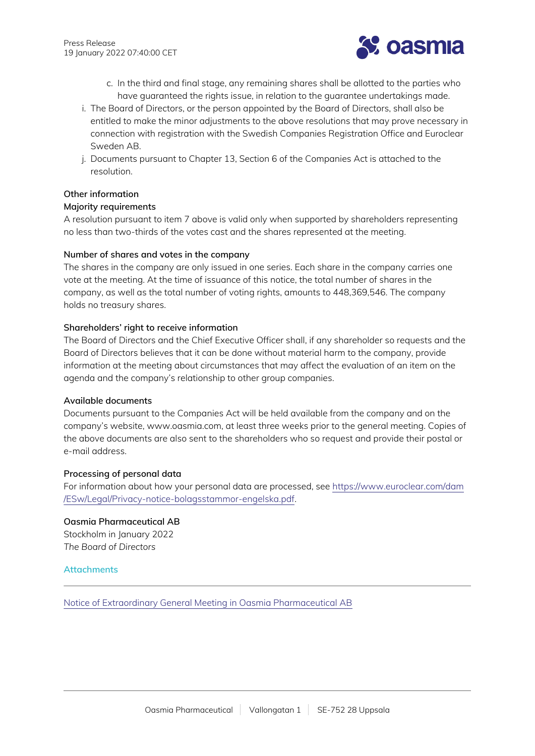c. In the third and final stage, any remaining shares shall be allotted to the parties who have guaranteed the rights issue, in relation to the guarantee undertakings made.

i. The Board of Directors, or the person appointed by the Board of Directors, shall also be entitled to make the minor adjustments to the above resolutions that may prove necessary in connection with registration with the Swedish Companies Registration Office and Euroclear Sweden AB.

j. Documents pursuant to Chapter 13, Section 6 of the Companies Act is attached to the resolution.

**Other information**

**Majority requirements**

A resolution pursuant to item 7 above is valid only when supported by shareholders representing no less than two-thirds of the votes cast and the shares represented at the meeting.

**Number of shares and votes in the company**

The shares in the company are only issued in one series. Each share in the company carries one vote at the meeting. At the time of issuance of this notice, the total number of shares in the company, as well as the total number of voting rights, amounts to 448,369,546. The company holds no treasury shares.

**Shareholders' right to receive information**

The Board of Directors and the Chief Executive Officer shall, if any shareholder so requests and the Board of Directors believes that it can be done without material harm to the company, provide information at the meeting about circumstances that may affect the evaluation of an item on the agenda and the company's relationship to other group companies.

**Available documents**

Documents pursuant to the Companies Act will be held available from the company and on the company's website, www.oasmia.com, at least three weeks prior to the general meeting. Copies of the above documents are also sent to the shareholders who so request and provide their postal or e-mail address.

**Processing of personal data**

For information about how your personal data are processed, see https://www.euroclear.com/dam/ESw/Legal/Privacy-notice-bolagsstammor-engelska.pdf.

**Oasmia Pharmaceutical AB**

Stockholm in January 2022

*The Board of Directors*

Attachments

Notice of Extraordinary General Meeting in Oasmia Pharmaceutical AB